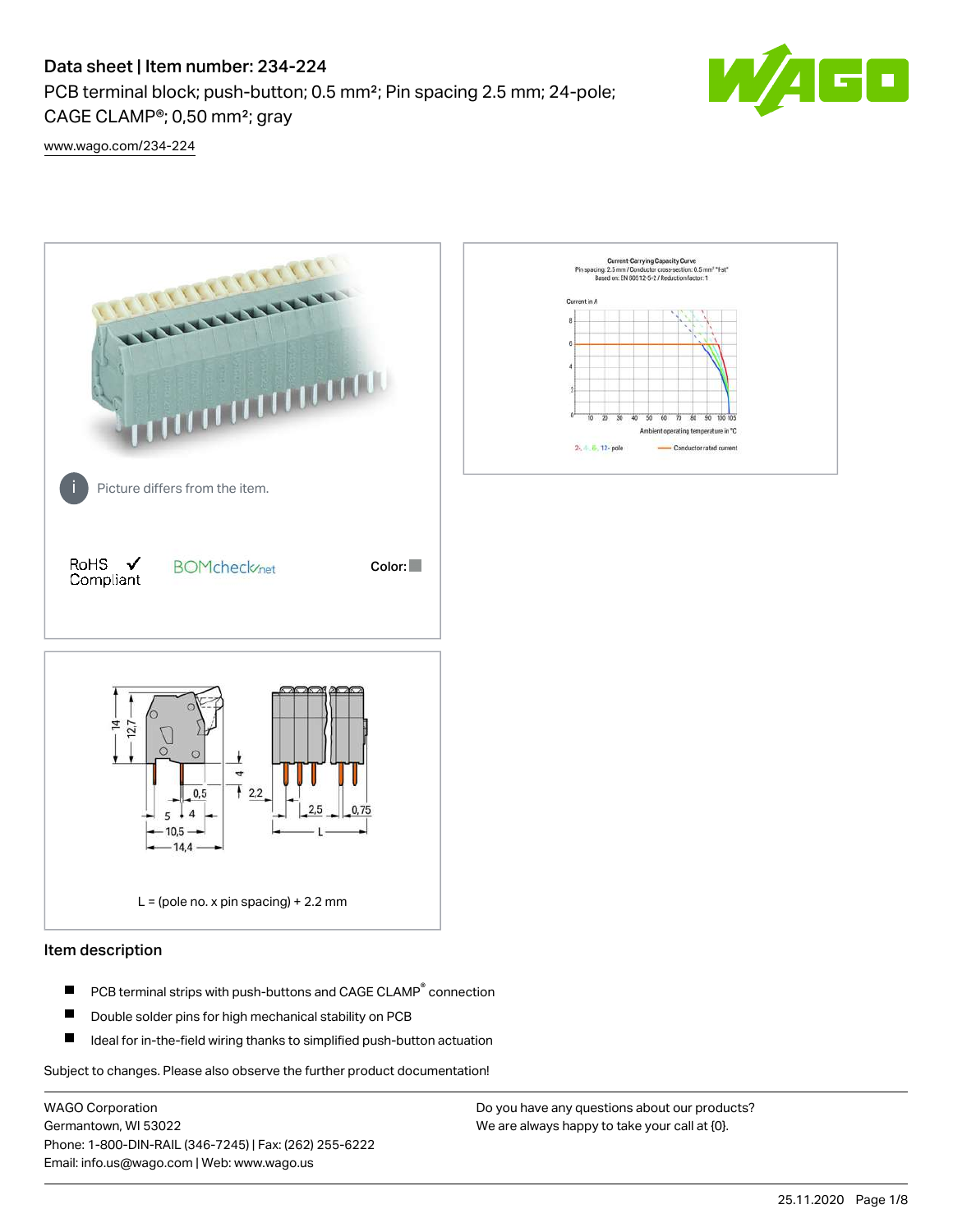# Data sheet | Item number: 234-224

PCB terminal block; push-button; 0.5 mm²; Pin spacing 2.5 mm; 24-pole; CAGE CLAMP®; 0,50 mm²; gray

www.wago.com/234-224

Picture differs from the item.

RoHS ✓ Compliant

BOMcheck.net

Color:

L = (pole no. x pin spacing) + 2.2 mm

## Item description

- PCB terminal strips with push-buttons and CAGE CLAMP® connection
- Double solder pins for high mechanical stability on PCB
- Ideal for in-the-field wiring thanks to simplified push-button actuation

Subject to changes. Please also observe the further product documentation!

WAGO Corporation
Germantown, WI 53022
Phone: 1-800-DIN-RAIL (346-7245) | Fax: (262) 255-6222
Email: info.us@wago.com | Web: www.wago.us

Do you have any questions about our products?
We are always happy to take your call at {0}.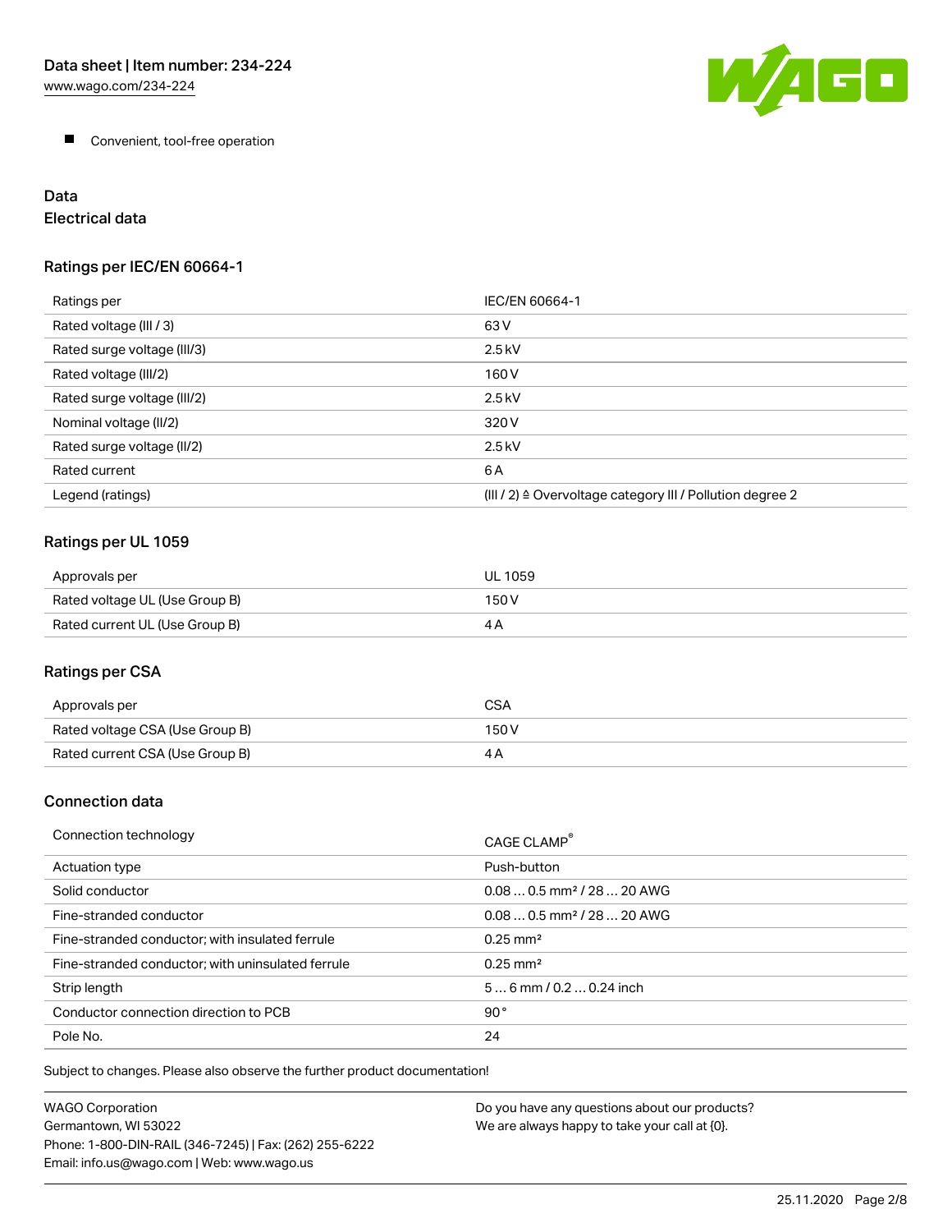- Convenient, tool-free operation

## Data

### Electrical data

#### Ratings per IEC/EN 60664-1

| Ratings per | IEC/EN 60664-1 |
| --- | --- |
| Rated voltage (III / 3) | 63 V |
| Rated surge voltage (III/3) | 2.5 kV |
| Rated voltage (III/2) | 160 V |
| Rated surge voltage (III/2) | 2.5 kV |
| Nominal voltage (II/2) | 320 V |
| Rated surge voltage (II/2) | 2.5 kV |
| Rated current | 6 A |
| Legend (ratings) | (III / 2) ≙ Overvoltage category III / Pollution degree 2 |

#### Ratings per UL 1059

| Approvals per | UL 1059 |
| --- | --- |
| Rated voltage UL (Use Group B) | 150 V |
| Rated current UL (Use Group B) | 4 A |

#### Ratings per CSA

| Approvals per | CSA |
| --- | --- |
| Rated voltage CSA (Use Group B) | 150 V |
| Rated current CSA (Use Group B) | 4 A |

### Connection data

| Connection technology | CAGE CLAMP® |
| --- | --- |
| Actuation type | Push-button |
| Solid conductor | 0.08 … 0.5 mm² / 28 … 20 AWG |
| Fine-stranded conductor | 0.08 … 0.5 mm² / 28 … 20 AWG |
| Fine-stranded conductor; with insulated ferrule | 0.25 mm² |
| Fine-stranded conductor; with uninsulated ferrule | 0.25 mm² |
| Strip length | 5 … 6 mm / 0.2 … 0.24 inch |
| Conductor connection direction to PCB | 90 ° |
| Pole No. | 24 |

Subject to changes. Please also observe the further product documentation!

WAGO Corporation
Germantown, WI 53022
Phone: 1-800-DIN-RAIL (346-7245) | Fax: (262) 255-6222
Email: info.us@wago.com | Web: www.wago.us

Do you have any questions about our products?
We are always happy to take your call at {0}.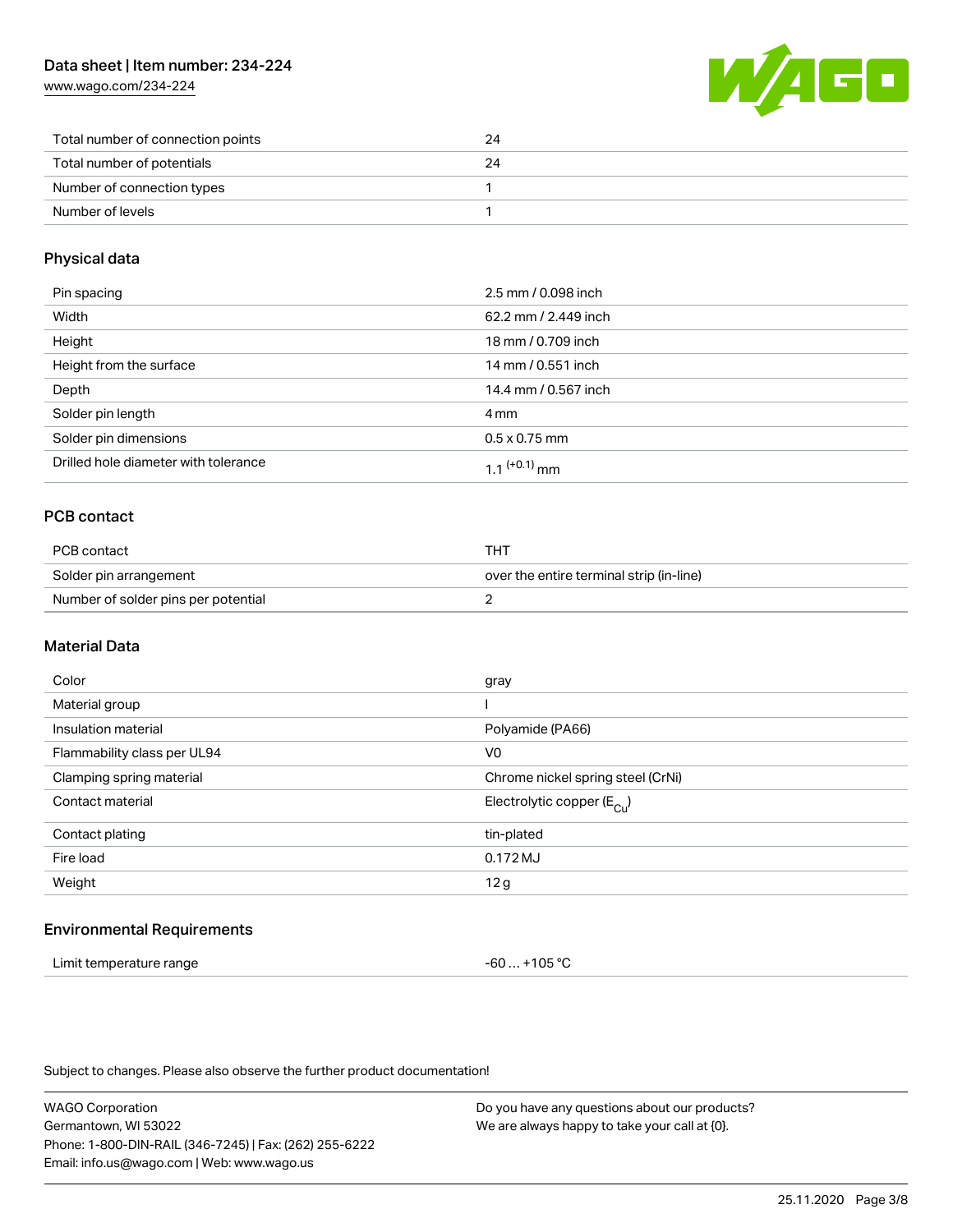| | |
|---|---|
| Total number of connection points | 24 |
| Total number of potentials | 24 |
| Number of connection types | 1 |
| Number of levels | 1 |

## Physical data

| | |
|---|---|
| Pin spacing | 2.5 mm / 0.098 inch |
| Width | 62.2 mm / 2.449 inch |
| Height | 18 mm / 0.709 inch |
| Height from the surface | 14 mm / 0.551 inch |
| Depth | 14.4 mm / 0.567 inch |
| Solder pin length | 4 mm |
| Solder pin dimensions | 0.5 x 0.75 mm |
| Drilled hole diameter with tolerance | $1.1^{(+0.1)}$ mm |

## PCB contact

| | |
|---|---|
| PCB contact | THT |
| Solder pin arrangement | over the entire terminal strip (in-line) |
| Number of solder pins per potential | 2 |

## Material Data

| | |
|---|---|
| Color | gray |
| Material group | I |
| Insulation material | Polyamide (PA66) |
| Flammability class per UL94 | V0 |
| Clamping spring material | Chrome nickel spring steel (CrNi) |
| Contact material | Electrolytic copper ($E_{Cu}$) |
| Contact plating | tin-plated |
| Fire load | 0.172 MJ |
| Weight | 12 g |

## Environmental Requirements

| | |
|---|---|
| Limit temperature range | -60 … +105 °C |

Subject to changes. Please also observe the further product documentation!

WAGO Corporation
Germantown, WI 53022
Phone: 1-800-DIN-RAIL (346-7245) | Fax: (262) 255-6222
Email: info.us@wago.com | Web: www.wago.us

Do you have any questions about our products?
We are always happy to take your call at {0}.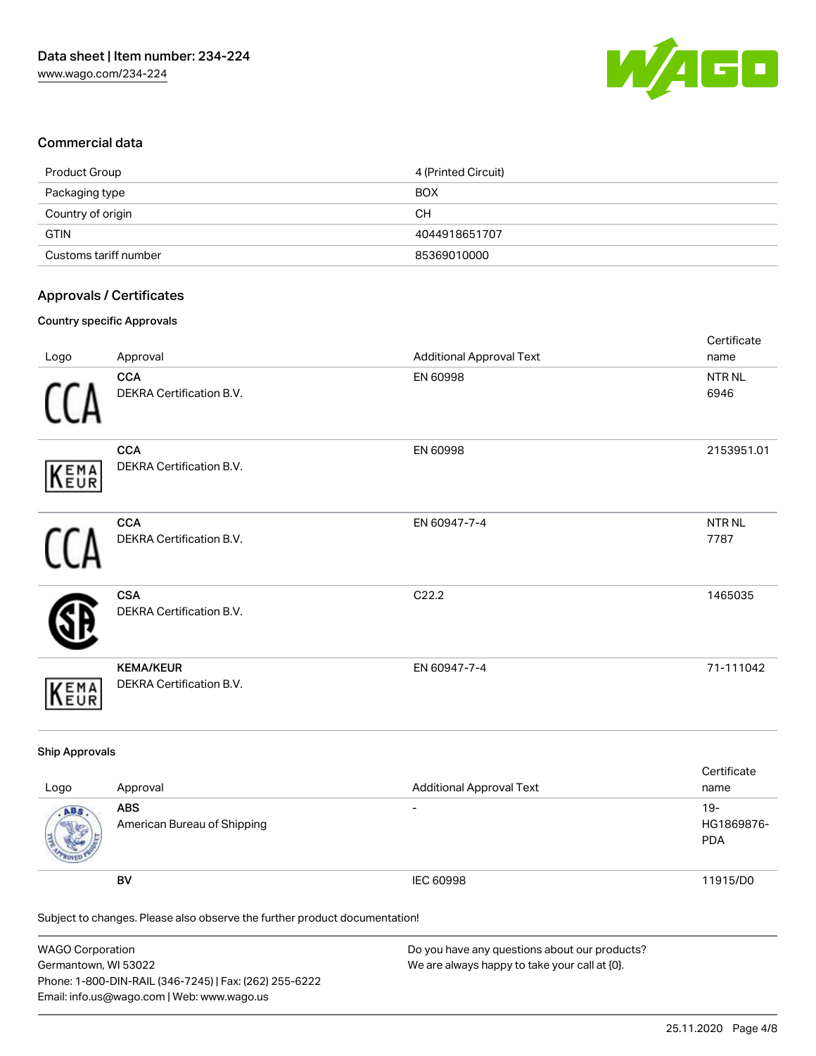## Commercial data

| Product Group | 4 (Printed Circuit) |
| --- | --- |
| Packaging type | BOX |
| Country of origin | CH |
| GTIN | 4044918651707 |
| Customs tariff number | 85369010000 |

## Approvals / Certificates

### Country specific Approvals

| Logo | Approval | Additional Approval Text | Certificate name |
| --- | --- | --- | --- |
| | **CCA** DEKRA Certification B.V. | EN 60998 | NTR NL 6946 |
| | **CCA** DEKRA Certification B.V. | EN 60998 | 2153951.01 |
| | **CCA** DEKRA Certification B.V. | EN 60947-7-4 | NTR NL 7787 |
| | **CSA** DEKRA Certification B.V. | C22.2 | 1465035 |
| | **KEMA/KEUR** DEKRA Certification B.V. | EN 60947-7-4 | 71-111042 |

### Ship Approvals

| Logo | Approval | Additional Approval Text | Certificate name |
| --- | --- | --- | --- |
| | **ABS** American Bureau of Shipping | - | 19-HG1869876-PDA |
| | **BV** | IEC 60998 | 11915/D0 |

Subject to changes. Please also observe the further product documentation!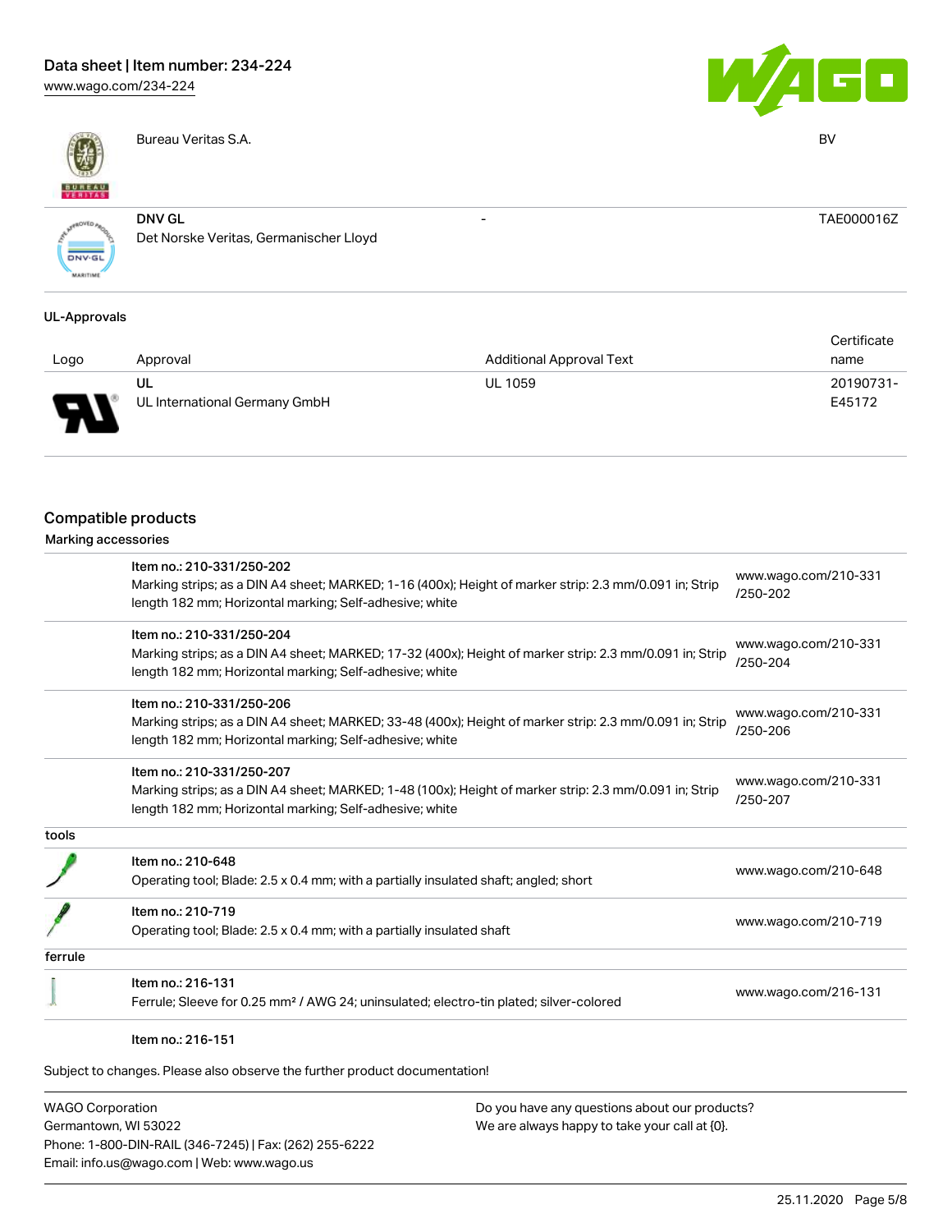| | | | |
|---|---|---|---|
| | Bureau Veritas S.A. | | BV |
| | DNV GL<br>Det Norske Veritas, Germanischer Lloyd | - | TAE000016Z |

### UL-Approvals

| Logo | Approval | Additional Approval Text | Certificate name |
|---|---|---|---|
| | UL<br>UL International Germany GmbH | UL 1059 | 20190731-E45172 |

## Compatible products

### Marking accessories

| | | |
|---|---|---|
| | Item no.: 210-331/250-202<br>Marking strips; as a DIN A4 sheet; MARKED; 1-16 (400x); Height of marker strip: 2.3 mm/0.091 in; Strip length 182 mm; Horizontal marking; Self-adhesive; white | www.wago.com/210-331/250-202 |
| | Item no.: 210-331/250-204<br>Marking strips; as a DIN A4 sheet; MARKED; 17-32 (400x); Height of marker strip: 2.3 mm/0.091 in; Strip length 182 mm; Horizontal marking; Self-adhesive; white | www.wago.com/210-331/250-204 |
| | Item no.: 210-331/250-206<br>Marking strips; as a DIN A4 sheet; MARKED; 33-48 (400x); Height of marker strip: 2.3 mm/0.091 in; Strip length 182 mm; Horizontal marking; Self-adhesive; white | www.wago.com/210-331/250-206 |
| | Item no.: 210-331/250-207<br>Marking strips; as a DIN A4 sheet; MARKED; 1-48 (100x); Height of marker strip: 2.3 mm/0.091 in; Strip length 182 mm; Horizontal marking; Self-adhesive; white | www.wago.com/210-331/250-207 |

### tools

| | | |
|---|---|---|
| | Item no.: 210-648<br>Operating tool; Blade: 2.5 x 0.4 mm; with a partially insulated shaft; angled; short | www.wago.com/210-648 |
| | Item no.: 210-719<br>Operating tool; Blade: 2.5 x 0.4 mm; with a partially insulated shaft | www.wago.com/210-719 |

### ferrule

| | | |
|---|---|---|
| | Item no.: 216-131<br>Ferrule; Sleeve for 0.25 mm² / AWG 24; uninsulated; electro-tin plated; silver-colored | www.wago.com/216-131 |
| | Item no.: 216-151 | |

Subject to changes. Please also observe the further product documentation!

WAGO Corporation
Germantown, WI 53022
Phone: 1-800-DIN-RAIL (346-7245) | Fax: (262) 255-6222
Email: info.us@wago.com | Web: www.wago.us

Do you have any questions about our products?
We are always happy to take your call at {0}.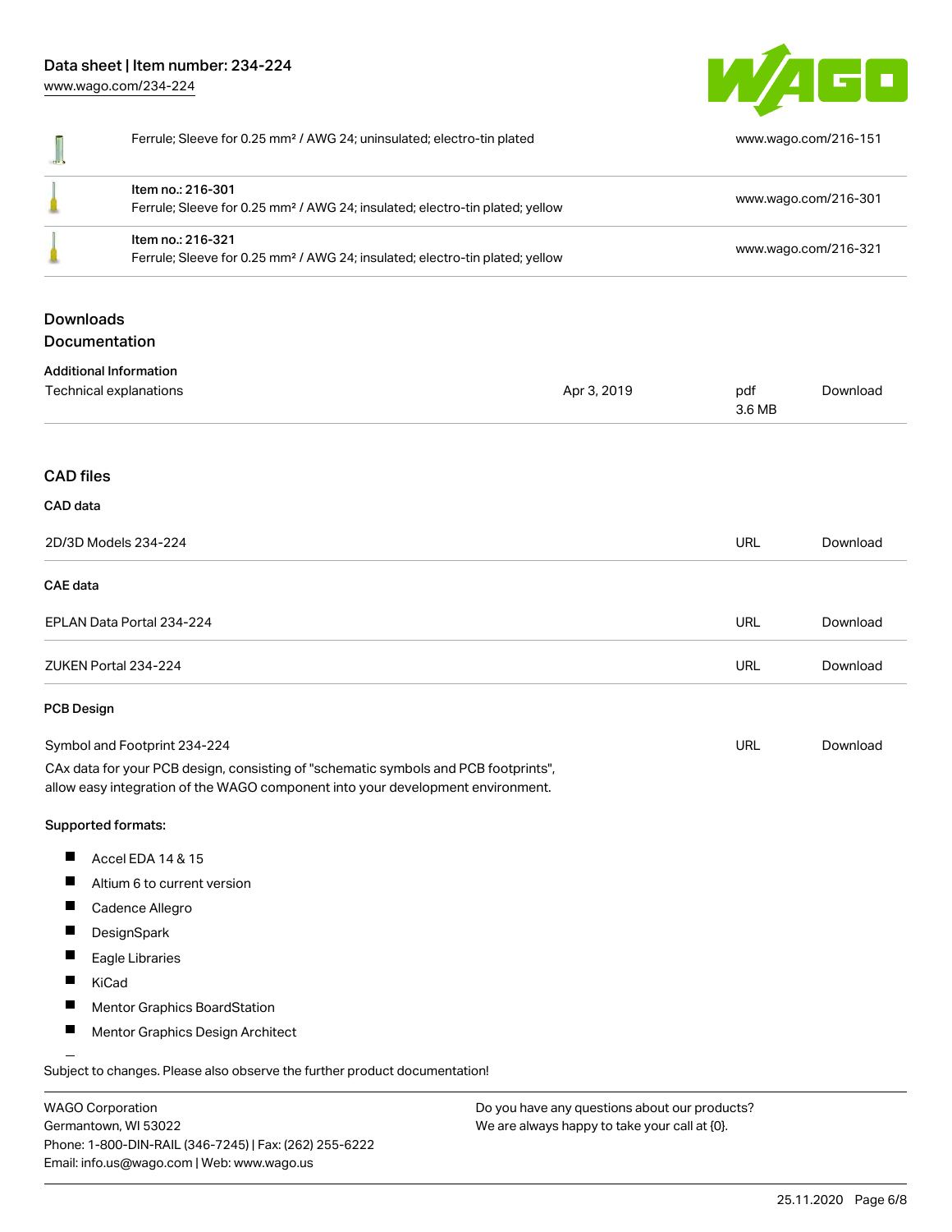| | | |
|---|---|---|
| | Ferrule; Sleeve for 0.25 mm² / AWG 24; uninsulated; electro-tin plated | www.wago.com/216-151 |
| | Item no.: 216-301<br>Ferrule; Sleeve for 0.25 mm² / AWG 24; insulated; electro-tin plated; yellow | www.wago.com/216-301 |
| | Item no.: 216-321<br>Ferrule; Sleeve for 0.25 mm² / AWG 24; insulated; electro-tin plated; yellow | www.wago.com/216-321 |

## Downloads

## Documentation

### Additional Information

| | | | |
|---|---|---|---|
| Technical explanations | Apr 3, 2019 | pdf<br>3.6 MB | Download |

## CAD files

### CAD data

| | | |
|---|---|---|
| 2D/3D Models 234-224 | URL | Download |

### CAE data

| | | |
|---|---|---|
| EPLAN Data Portal 234-224 | URL | Download |
| ZUKEN Portal 234-224 | URL | Download |

### PCB Design

| | | |
|---|---|---|
| Symbol and Footprint 234-224 | URL | Download |

CAx data for your PCB design, consisting of "schematic symbols and PCB footprints", allow easy integration of the WAGO component into your development environment.

**Supported formats:**

- Accel EDA 14 & 15
- Altium 6 to current version
- Cadence Allegro
- DesignSpark
- Eagle Libraries
- KiCad
- Mentor Graphics BoardStation
- Mentor Graphics Design Architect

Subject to changes. Please also observe the further product documentation!

WAGO Corporation
Germantown, WI 53022
Phone: 1-800-DIN-RAIL (346-7245) | Fax: (262) 255-6222
Email: info.us@wago.com | Web: www.wago.us

Do you have any questions about our products?
We are always happy to take your call at {0}.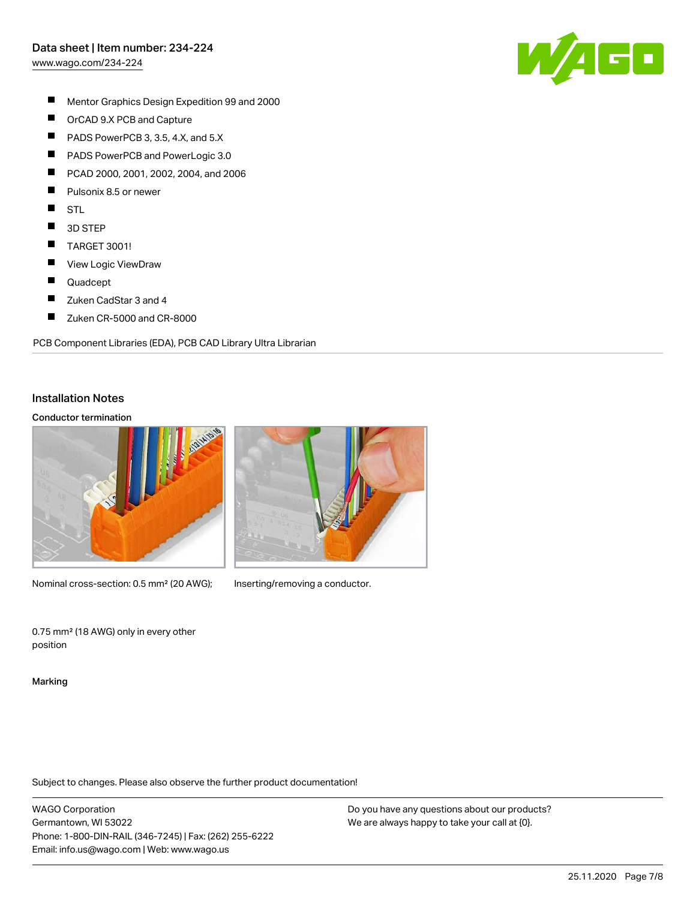- Mentor Graphics Design Expedition 99 and 2000
- OrCAD 9.X PCB and Capture
- PADS PowerPCB 3, 3.5, 4.X, and 5.X
- PADS PowerPCB and PowerLogic 3.0
- PCAD 2000, 2001, 2002, 2004, and 2006
- Pulsonix 8.5 or newer
- STL
- 3D STEP
- TARGET 3001!
- View Logic ViewDraw
- Quadcept
- Zuken CadStar 3 and 4
- Zuken CR-5000 and CR-8000

PCB Component Libraries (EDA), PCB CAD Library Ultra Librarian

## Installation Notes

### Conductor termination

Nominal cross-section: 0.5 mm² (20 AWG);

0.75 mm² (18 AWG) only in every other position

Inserting/removing a conductor.

### Marking

Subject to changes. Please also observe the further product documentation!

WAGO Corporation
Germantown, WI 53022
Phone: 1-800-DIN-RAIL (346-7245) | Fax: (262) 255-6222
Email: info.us@wago.com | Web: www.wago.us

Do you have any questions about our products?
We are always happy to take your call at {0}.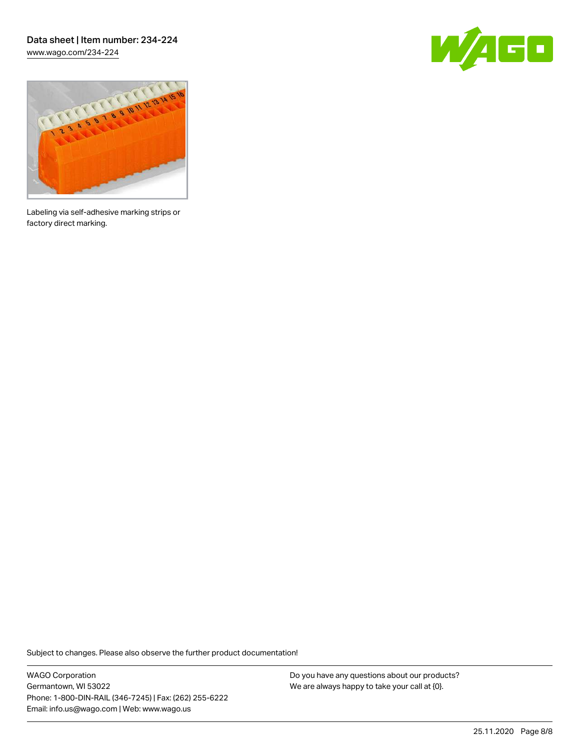Labeling via self-adhesive marking strips or factory direct marking.

Subject to changes. Please also observe the further product documentation!

WAGO Corporation
Germantown, WI 53022
Phone: 1-800-DIN-RAIL (346-7245) | Fax: (262) 255-6222
Email: info.us@wago.com | Web: www.wago.us

Do you have any questions about our products?
We are always happy to take your call at {0}.